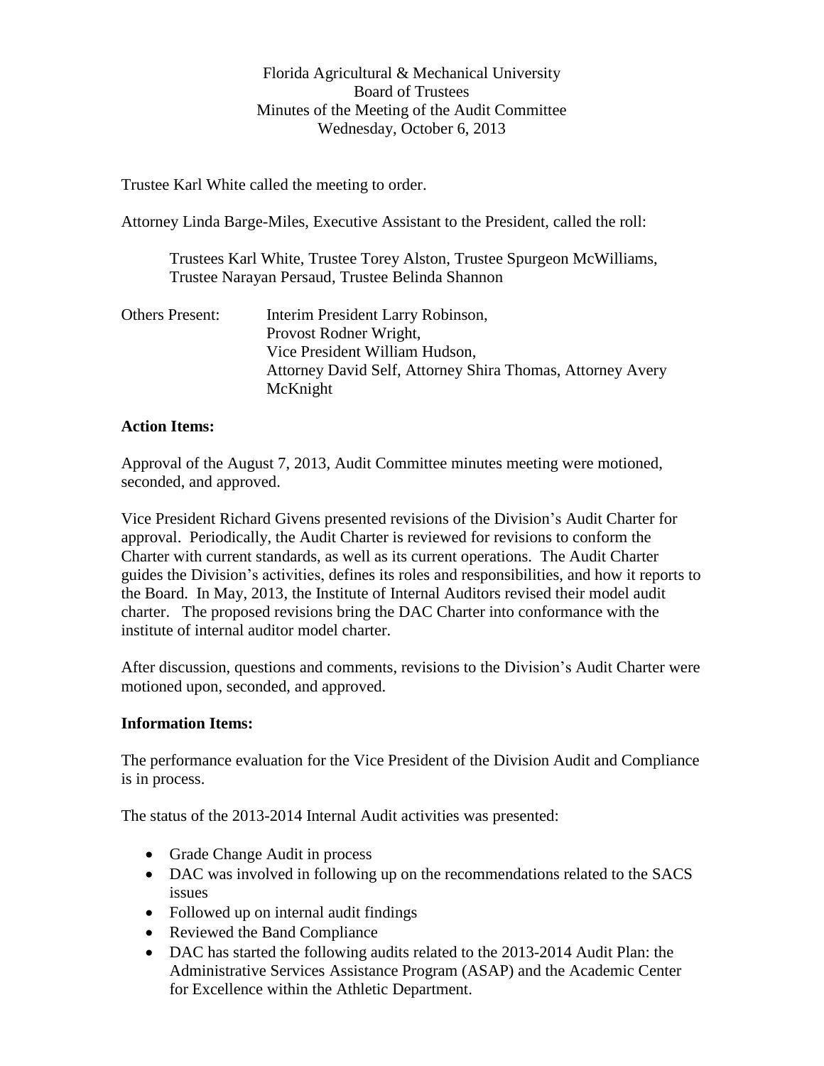Florida Agricultural & Mechanical University
Board of Trustees
Minutes of the Meeting of the Audit Committee
Wednesday, October 6, 2013

Trustee Karl White called the meeting to order.

Attorney Linda Barge-Miles, Executive Assistant to the President, called the roll:

> Trustees Karl White, Trustee Torey Alston, Trustee Spurgeon McWilliams, Trustee Narayan Persaud, Trustee Belinda Shannon

Others Present: Interim President Larry Robinson,
Provost Rodner Wright,
Vice President William Hudson,
Attorney David Self, Attorney Shira Thomas, Attorney Avery McKnight

**Action Items:**

Approval of the August 7, 2013, Audit Committee minutes meeting were motioned, seconded, and approved.

Vice President Richard Givens presented revisions of the Division's Audit Charter for approval. Periodically, the Audit Charter is reviewed for revisions to conform the Charter with current standards, as well as its current operations. The Audit Charter guides the Division's activities, defines its roles and responsibilities, and how it reports to the Board. In May, 2013, the Institute of Internal Auditors revised their model audit charter. The proposed revisions bring the DAC Charter into conformance with the institute of internal auditor model charter.

After discussion, questions and comments, revisions to the Division's Audit Charter were motioned upon, seconded, and approved.

**Information Items:**

The performance evaluation for the Vice President of the Division Audit and Compliance is in process.

The status of the 2013-2014 Internal Audit activities was presented:

- Grade Change Audit in process
- DAC was involved in following up on the recommendations related to the SACS issues
- Followed up on internal audit findings
- Reviewed the Band Compliance
- DAC has started the following audits related to the 2013-2014 Audit Plan: the Administrative Services Assistance Program (ASAP) and the Academic Center for Excellence within the Athletic Department.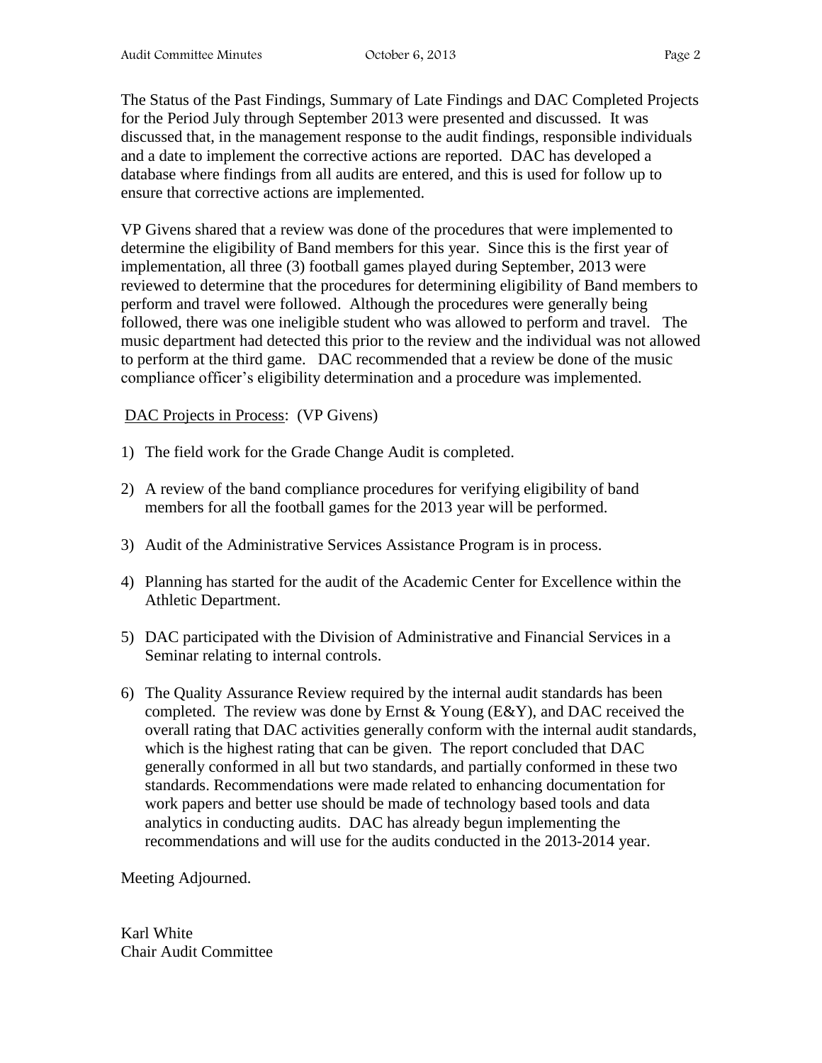The Status of the Past Findings, Summary of Late Findings and DAC Completed Projects for the Period July through September 2013 were presented and discussed. It was discussed that, in the management response to the audit findings, responsible individuals and a date to implement the corrective actions are reported. DAC has developed a database where findings from all audits are entered, and this is used for follow up to ensure that corrective actions are implemented.

VP Givens shared that a review was done of the procedures that were implemented to determine the eligibility of Band members for this year. Since this is the first year of implementation, all three (3) football games played during September, 2013 were reviewed to determine that the procedures for determining eligibility of Band members to perform and travel were followed. Although the procedures were generally being followed, there was one ineligible student who was allowed to perform and travel. The music department had detected this prior to the review and the individual was not allowed to perform at the third game. DAC recommended that a review be done of the music compliance officer's eligibility determination and a procedure was implemented.

DAC Projects in Process: (VP Givens)

1) The field work for the Grade Change Audit is completed.

2) A review of the band compliance procedures for verifying eligibility of band members for all the football games for the 2013 year will be performed.

3) Audit of the Administrative Services Assistance Program is in process.

4) Planning has started for the audit of the Academic Center for Excellence within the Athletic Department.

5) DAC participated with the Division of Administrative and Financial Services in a Seminar relating to internal controls.

6) The Quality Assurance Review required by the internal audit standards has been completed. The review was done by Ernst & Young (E&Y), and DAC received the overall rating that DAC activities generally conform with the internal audit standards, which is the highest rating that can be given. The report concluded that DAC generally conformed in all but two standards, and partially conformed in these two standards. Recommendations were made related to enhancing documentation for work papers and better use should be made of technology based tools and data analytics in conducting audits. DAC has already begun implementing the recommendations and will use for the audits conducted in the 2013-2014 year.

Meeting Adjourned.

Karl White
Chair Audit Committee